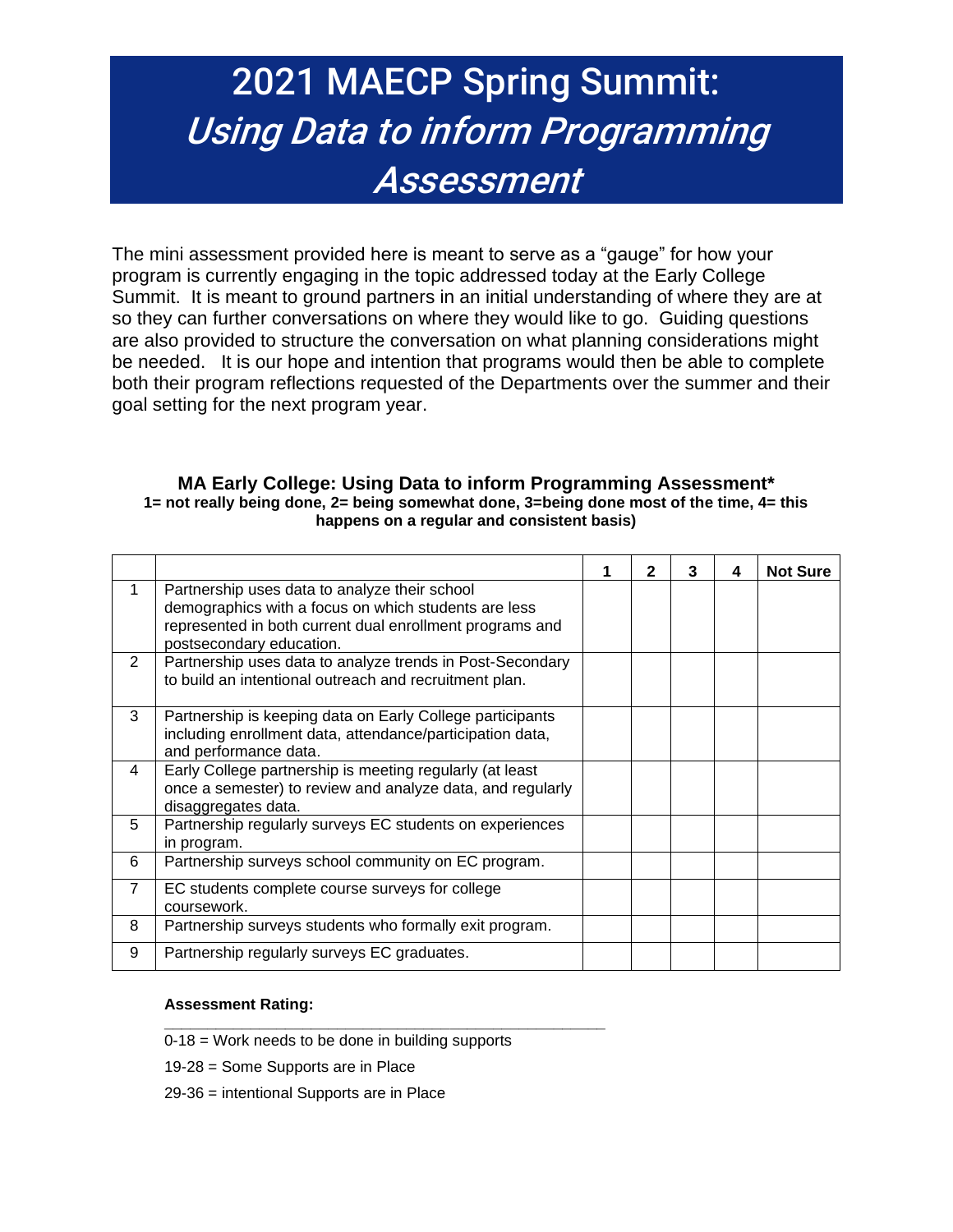# 2021 MAECP Spring Summit: *Using Data to inform Programming Assessment*

The mini assessment provided here is meant to serve as a "gauge" for how your program is currently engaging in the topic addressed today at the Early College Summit. It is meant to ground partners in an initial understanding of where they are at so they can further conversations on where they would like to go. Guiding questions are also provided to structure the conversation on what planning considerations might be needed. It is our hope and intention that programs would then be able to complete both their program reflections requested of the Departments over the summer and their goal setting for the next program year.

### MA Early College: Using Data to inform Programming Assessment*

**1= not really being done, 2= being somewhat done, 3=being done most of the time, 4= this happens on a regular and consistent basis)**

| | | 1 | 2 | 3 | 4 | Not Sure |
|---|---|---|---|---|---|---|
| 1 | Partnership uses data to analyze their school demographics with a focus on which students are less represented in both current dual enrollment programs and postsecondary education. | | | | | |
| 2 | Partnership uses data to analyze trends in Post-Secondary to build an intentional outreach and recruitment plan. | | | | | |
| 3 | Partnership is keeping data on Early College participants including enrollment data, attendance/participation data, and performance data. | | | | | |
| 4 | Early College partnership is meeting regularly (at least once a semester) to review and analyze data, and regularly disaggregates data. | | | | | |
| 5 | Partnership regularly surveys EC students on experiences in program. | | | | | |
| 6 | Partnership surveys school community on EC program. | | | | | |
| 7 | EC students complete course surveys for college coursework. | | | | | |
| 8 | Partnership surveys students who formally exit program. | | | | | |
| 9 | Partnership regularly surveys EC graduates. | | | | | |

**Assessment Rating:** ______________________________

0-18 = Work needs to be done in building supports

19-28 = Some Supports are in Place

29-36 = intentional Supports are in Place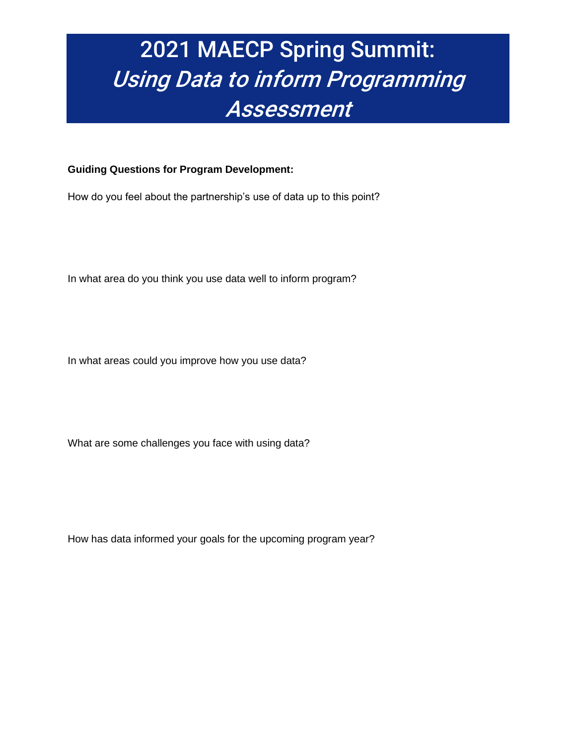# 2021 MAECP Spring Summit: *Using Data to inform Programming Assessment*

**Guiding Questions for Program Development:**

How do you feel about the partnership's use of data up to this point?

In what area do you think you use data well to inform program?

In what areas could you improve how you use data?

What are some challenges you face with using data?

How has data informed your goals for the upcoming program year?